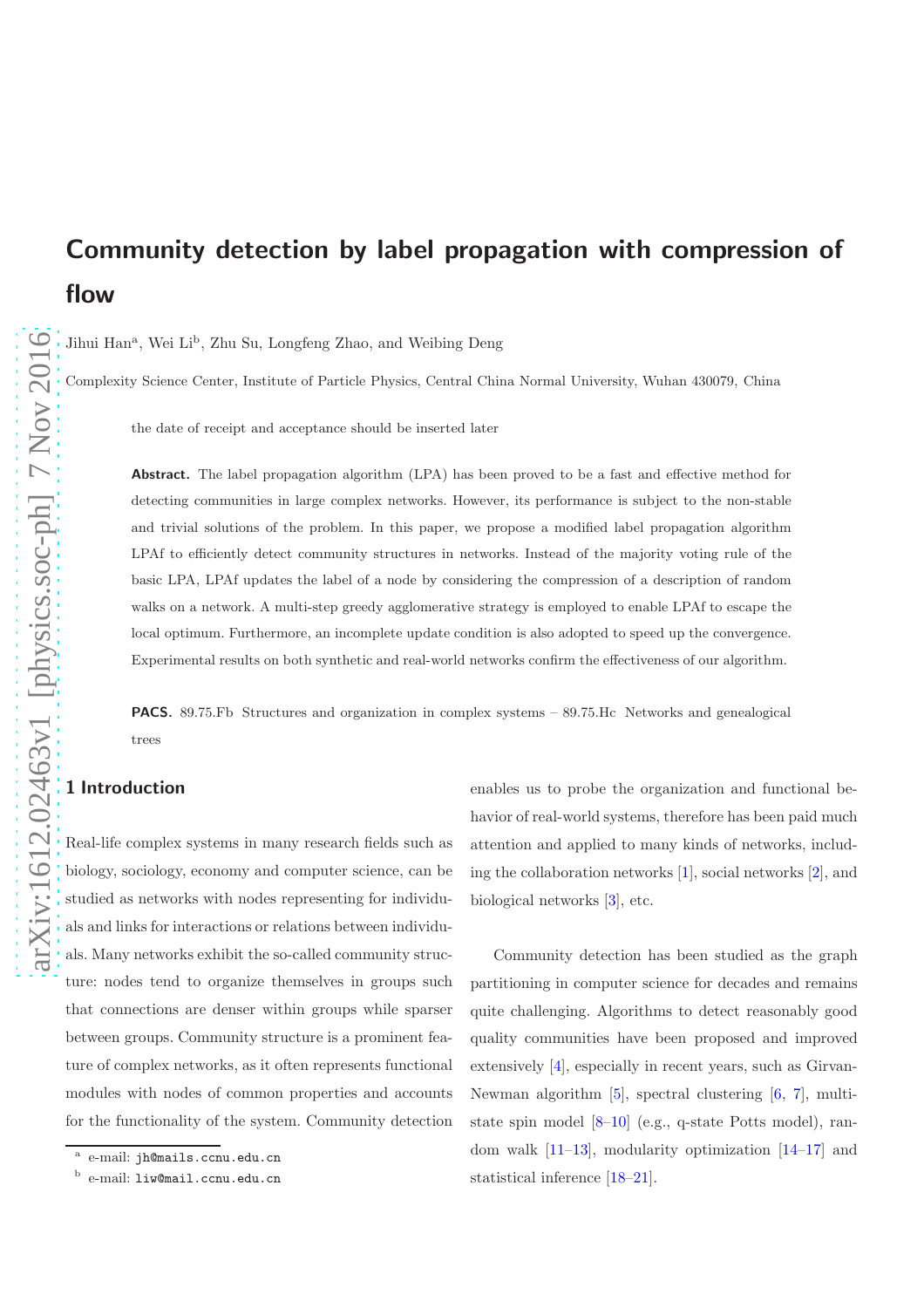# Community detection by label propagation with compression of flow

Jihui Han[a], Wei Li[b], Zhu Su, Longfeng Zhao, and Weibing Deng

Complexity Science Center, Institute of Particle Physics, Central China Normal University, Wuhan 430079, China

the date of receipt and acceptance should be inserted later

**Abstract.** The label propagation algorithm (LPA) has been proved to be a fast and effective method for detecting communities in large complex networks. However, its performance is subject to the non-stable and trivial solutions of the problem. In this paper, we propose a modified label propagation algorithm LPAf to efficiently detect community structures in networks. Instead of the majority voting rule of the basic LPA, LPAf updates the label of a node by considering the compression of a description of random walks on a network. A multi-step greedy agglomerative strategy is employed to enable LPAf to escape the local optimum. Furthermore, an incomplete update condition is also adopted to speed up the convergence. Experimental results on both synthetic and real-world networks confirm the effectiveness of our algorithm.

**PACS.** 89.75.Fb Structures and organization in complex systems – 89.75.Hc Networks and genealogical trees

## 1 Introduction

Real-life complex systems in many research fields such as biology, sociology, economy and computer science, can be studied as networks with nodes representing for individuals and links for interactions or relations between individuals. Many networks exhibit the so-called community structure: nodes tend to organize themselves in groups such that connections are denser within groups while sparser between groups. Community structure is a prominent feature of complex networks, as it often represents functional modules with nodes of common properties and accounts for the functionality of the system. Community detection enables us to probe the organization and functional behavior of real-world systems, therefore has been paid much attention and applied to many kinds of networks, including the collaboration networks [1], social networks [2], and biological networks [3], etc.

Community detection has been studied as the graph partitioning in computer science for decades and remains quite challenging. Algorithms to detect reasonably good quality communities have been proposed and improved extensively [4], especially in recent years, such as Girvan-Newman algorithm [5], spectral clustering [6, 7], multi-state spin model [8–10] (e.g., q-state Potts model), random walk [11–13], modularity optimization [14–17] and statistical inference [18–21].

[a] e-mail: jh@mails.ccnu.edu.cn

[b] e-mail: liw@mail.ccnu.edu.cn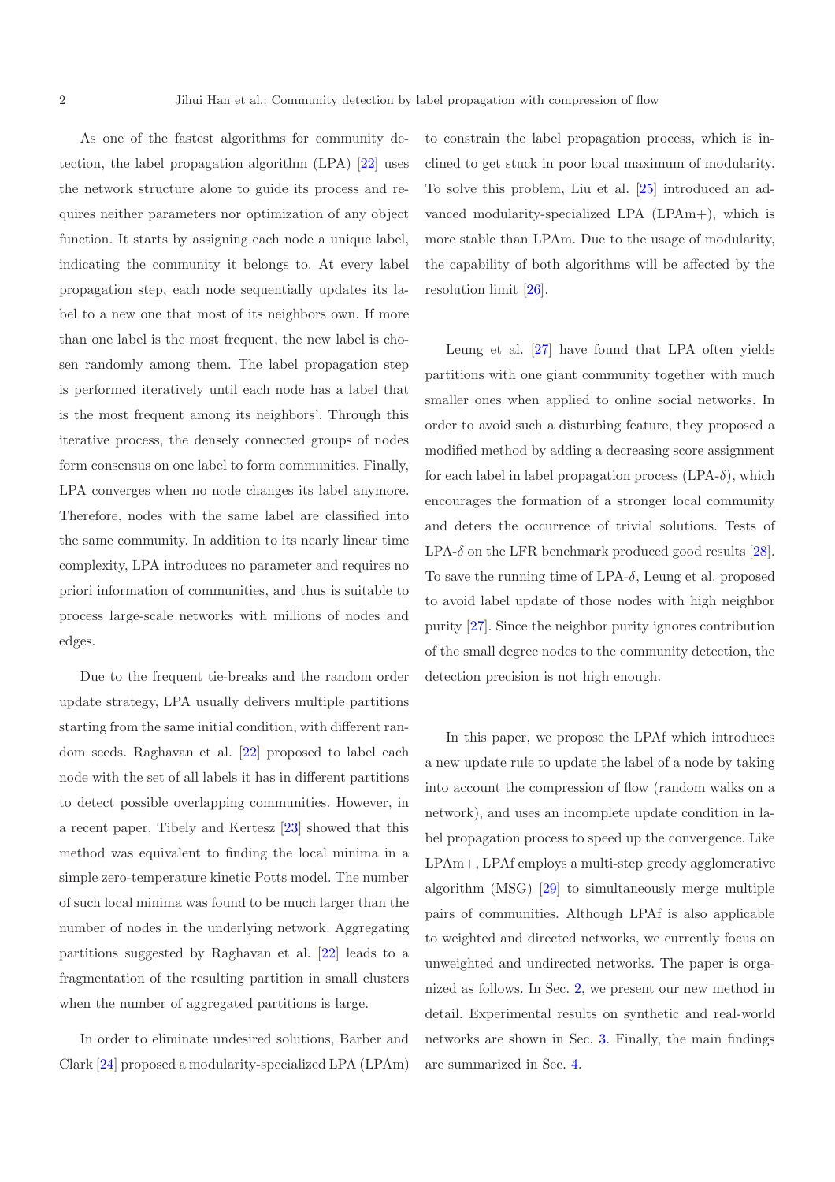As one of the fastest algorithms for community detection, the label propagation algorithm (LPA) [22] uses the network structure alone to guide its process and requires neither parameters nor optimization of any object function. It starts by assigning each node a unique label, indicating the community it belongs to. At every label propagation step, each node sequentially updates its label to a new one that most of its neighbors own. If more than one label is the most frequent, the new label is chosen randomly among them. The label propagation step is performed iteratively until each node has a label that is the most frequent among its neighbors'. Through this iterative process, the densely connected groups of nodes form consensus on one label to form communities. Finally, LPA converges when no node changes its label anymore. Therefore, nodes with the same label are classified into the same community. In addition to its nearly linear time complexity, LPA introduces no parameter and requires no priori information of communities, and thus is suitable to process large-scale networks with millions of nodes and edges.

Due to the frequent tie-breaks and the random order update strategy, LPA usually delivers multiple partitions starting from the same initial condition, with different random seeds. Raghavan et al. [22] proposed to label each node with the set of all labels it has in different partitions to detect possible overlapping communities. However, in a recent paper, Tibely and Kertesz [23] showed that this method was equivalent to finding the local minima in a simple zero-temperature kinetic Potts model. The number of such local minima was found to be much larger than the number of nodes in the underlying network. Aggregating partitions suggested by Raghavan et al. [22] leads to a fragmentation of the resulting partition in small clusters when the number of aggregated partitions is large.

In order to eliminate undesired solutions, Barber and Clark [24] proposed a modularity-specialized LPA (LPAm) to constrain the label propagation process, which is inclined to get stuck in poor local maximum of modularity. To solve this problem, Liu et al. [25] introduced an advanced modularity-specialized LPA (LPAm+), which is more stable than LPAm. Due to the usage of modularity, the capability of both algorithms will be affected by the resolution limit [26].

Leung et al. [27] have found that LPA often yields partitions with one giant community together with much smaller ones when applied to online social networks. In order to avoid such a disturbing feature, they proposed a modified method by adding a decreasing score assignment for each label in label propagation process (LPA-$\delta$), which encourages the formation of a stronger local community and deters the occurrence of trivial solutions. Tests of LPA-$\delta$ on the LFR benchmark produced good results [28]. To save the running time of LPA-$\delta$, Leung et al. proposed to avoid label update of those nodes with high neighbor purity [27]. Since the neighbor purity ignores contribution of the small degree nodes to the community detection, the detection precision is not high enough.

In this paper, we propose the LPAf which introduces a new update rule to update the label of a node by taking into account the compression of flow (random walks on a network), and uses an incomplete update condition in label propagation process to speed up the convergence. Like LPAm+, LPAf employs a multi-step greedy agglomerative algorithm (MSG) [29] to simultaneously merge multiple pairs of communities. Although LPAf is also applicable to weighted and directed networks, we currently focus on unweighted and undirected networks. The paper is organized as follows. In Sec. 2, we present our new method in detail. Experimental results on synthetic and real-world networks are shown in Sec. 3. Finally, the main findings are summarized in Sec. 4.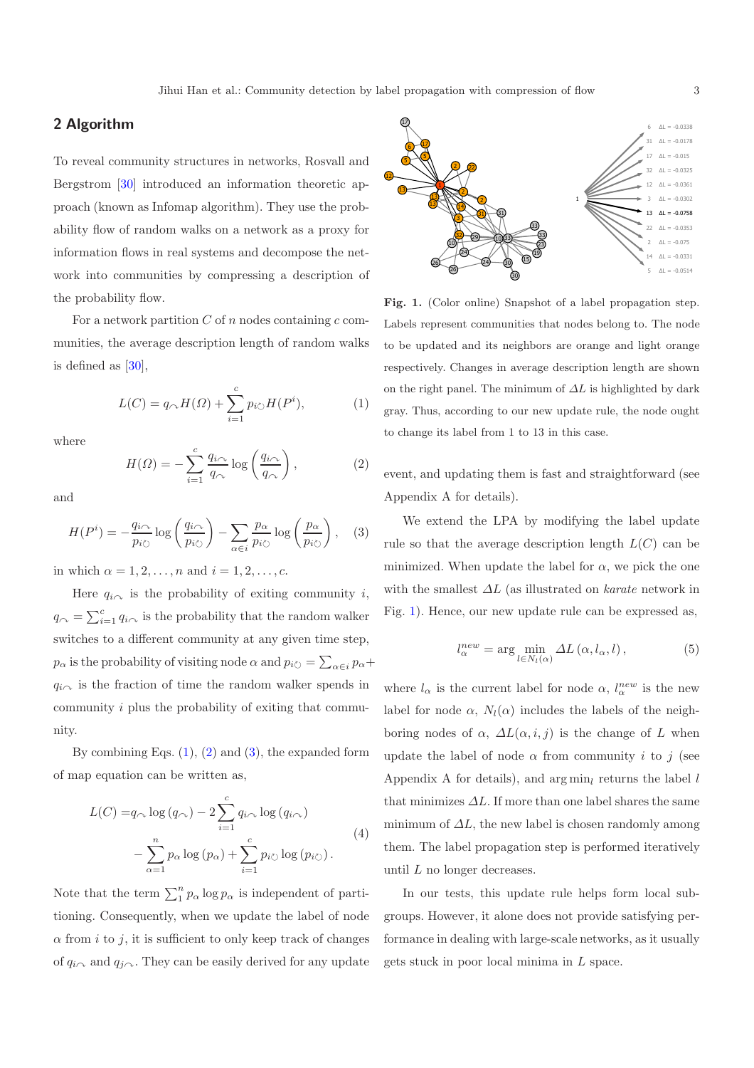## 2 Algorithm

To reveal community structures in networks, Rosvall and Bergstrom [30] introduced an information theoretic approach (known as Infomap algorithm). They use the probability flow of random walks on a network as a proxy for information flows in real systems and decompose the network into communities by compressing a description of the probability flow.

For a network partition $C$ of $n$ nodes containing $c$ communities, the average description length of random walks is defined as [30],

$$L(C) = q_{\curvearrowright} H(\Omega) + \sum_{i=1}^{c} p_{i\circlearrowright} H(P^i), \tag{1}$$

where

$$H(\Omega) = -\sum_{i=1}^{c} \frac{q_{i\curvearrowright}}{q_{\curvearrowright}} \log\left(\frac{q_{i\curvearrowright}}{q_{\curvearrowright}}\right), \tag{2}$$

and

$$H(P^i) = -\frac{q_{i\curvearrowright}}{p_{i\circlearrowright}} \log\left(\frac{q_{i\curvearrowright}}{p_{i\circlearrowright}}\right) - \sum_{\alpha \in i} \frac{p_\alpha}{p_{i\circlearrowright}} \log\left(\frac{p_\alpha}{p_{i\circlearrowright}}\right), \tag{3}$$

in which $\alpha = 1, 2, \ldots, n$ and $i = 1, 2, \ldots, c$.

Here $q_{i\curvearrowright}$ is the probability of exiting community $i$, $q_{\curvearrowright} = \sum_{i=1}^{c} q_{i\curvearrowright}$ is the probability that the random walker switches to a different community at any given time step, $p_\alpha$ is the probability of visiting node $\alpha$ and $p_{i\circlearrowright} = \sum_{\alpha \in i} p_\alpha + q_{i\curvearrowright}$ is the fraction of time the random walker spends in community $i$ plus the probability of exiting that community.

By combining Eqs. (1), (2) and (3), the expanded form of map equation can be written as,

$$\begin{aligned} L(C) =& q_{\curvearrowright} \log(q_{\curvearrowright}) - 2\sum_{i=1}^{c} q_{i\curvearrowright} \log(q_{i\curvearrowright}) \\ & - \sum_{\alpha=1}^{n} p_\alpha \log(p_\alpha) + \sum_{i=1}^{c} p_{i\circlearrowright} \log(p_{i\circlearrowright}). \end{aligned} \tag{4}$$

Note that the term $\sum_{1}^{n} p_\alpha \log p_\alpha$ is independent of partitioning. Consequently, when we update the label of node $\alpha$ from $i$ to $j$, it is sufficient to only keep track of changes of $q_{i\curvearrowright}$ and $q_{j\curvearrowright}$. They can be easily derived for any update event, and updating them is fast and straightforward (see Appendix A for details).

**Fig. 1.** (Color online) Snapshot of a label propagation step. Labels represent communities that nodes belong to. The node to be updated and its neighbors are orange and light orange respectively. Changes in average description length are shown on the right panel. The minimum of $\Delta L$ is highlighted by dark gray. Thus, according to our new update rule, the node ought to change its label from 1 to 13 in this case.

We extend the LPA by modifying the label update rule so that the average description length $L(C)$ can be minimized. When update the label for $\alpha$, we pick the one with the smallest $\Delta L$ (as illustrated on *karate* network in Fig. 1). Hence, our new update rule can be expressed as,

$$l_\alpha^{new} = \arg\min_{l \in N_l(\alpha)} \Delta L(\alpha, l_\alpha, l), \tag{5}$$

where $l_\alpha$ is the current label for node $\alpha$, $l_\alpha^{new}$ is the new label for node $\alpha$, $N_l(\alpha)$ includes the labels of the neighboring nodes of $\alpha$, $\Delta L(\alpha, i, j)$ is the change of $L$ when update the label of node $\alpha$ from community $i$ to $j$ (see Appendix A for details), and $\arg\min_l$ returns the label $l$ that minimizes $\Delta L$. If more than one label shares the same minimum of $\Delta L$, the new label is chosen randomly among them. The label propagation step is performed iteratively until $L$ no longer decreases.

In our tests, this update rule helps form local subgroups. However, it alone does not provide satisfying performance in dealing with large-scale networks, as it usually gets stuck in poor local minima in $L$ space.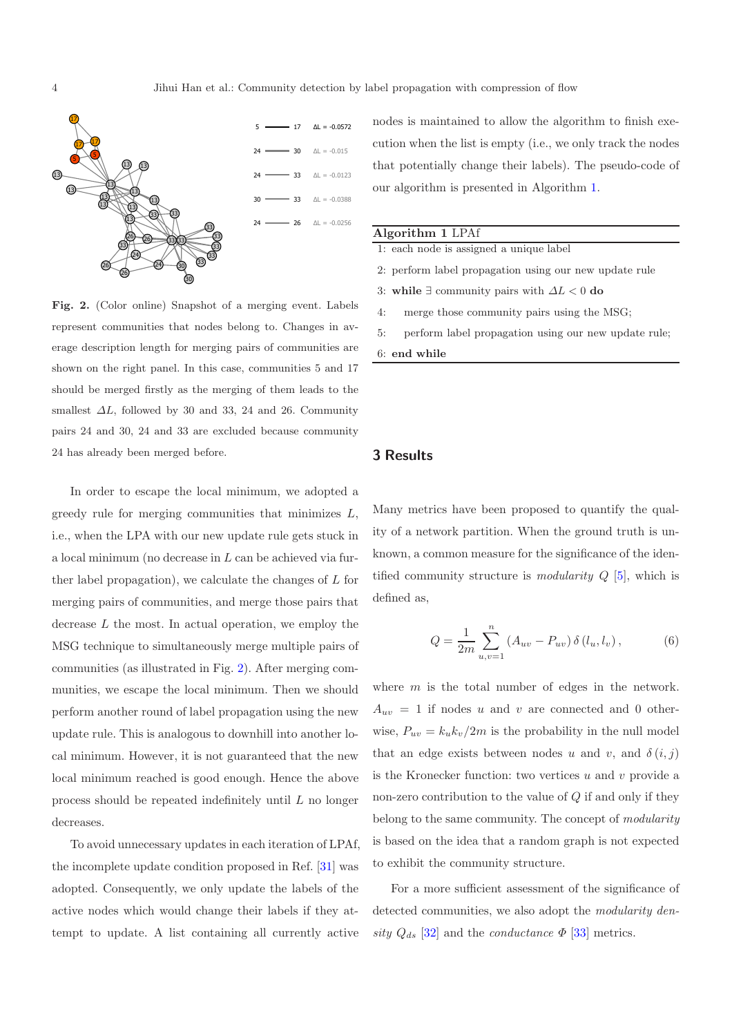Fig. 2. (Color online) Snapshot of a merging event. Labels represent communities that nodes belong to. Changes in average description length for merging pairs of communities are shown on the right panel. In this case, communities 5 and 17 should be merged firstly as the merging of them leads to the smallest $\Delta L$, followed by 30 and 33, 24 and 26. Community pairs 24 and 30, 24 and 33 are excluded because community 24 has already been merged before.

In order to escape the local minimum, we adopted a greedy rule for merging communities that minimizes $L$, i.e., when the LPA with our new update rule gets stuck in a local minimum (no decrease in $L$ can be achieved via further label propagation), we calculate the changes of $L$ for merging pairs of communities, and merge those pairs that decrease $L$ the most. In actual operation, we employ the MSG technique to simultaneously merge multiple pairs of communities (as illustrated in Fig. 2). After merging communities, we escape the local minimum. Then we should perform another round of label propagation using the new update rule. This is analogous to downhill into another local minimum. However, it is not guaranteed that the new local minimum reached is good enough. Hence the above process should be repeated indefinitely until $L$ no longer decreases.

To avoid unnecessary updates in each iteration of LPAf, the incomplete update condition proposed in Ref. [31] was adopted. Consequently, we only update the labels of the active nodes which would change their labels if they attempt to update. A list containing all currently active nodes is maintained to allow the algorithm to finish execution when the list is empty (i.e., we only track the nodes that potentially change their labels). The pseudo-code of our algorithm is presented in Algorithm 1.

**Algorithm 1** LPAf

```
1: each node is assigned a unique label
2: perform label propagation using our new update rule
3: while ∃ community pairs with ΔL < 0 do
4:     merge those community pairs using the MSG;
5:     perform label propagation using our new update rule;
6: end while
```

## 3 Results

Many metrics have been proposed to quantify the quality of a network partition. When the ground truth is unknown, a common measure for the significance of the identified community structure is *modularity* $Q$ [5], which is defined as,

$$Q = \frac{1}{2m} \sum_{u,v=1}^{n} \left(A_{uv} - P_{uv}\right) \delta\left(l_u, l_v\right), \tag{6}$$

where $m$ is the total number of edges in the network. $A_{uv} = 1$ if nodes $u$ and $v$ are connected and 0 otherwise, $P_{uv} = k_u k_v / 2m$ is the probability in the null model that an edge exists between nodes $u$ and $v$, and $\delta(i, j)$ is the Kronecker function: two vertices $u$ and $v$ provide a non-zero contribution to the value of $Q$ if and only if they belong to the same community. The concept of *modularity* is based on the idea that a random graph is not expected to exhibit the community structure.

For a more sufficient assessment of the significance of detected communities, we also adopt the *modularity density* $Q_{ds}$ [32] and the *conductance* $\Phi$ [33] metrics.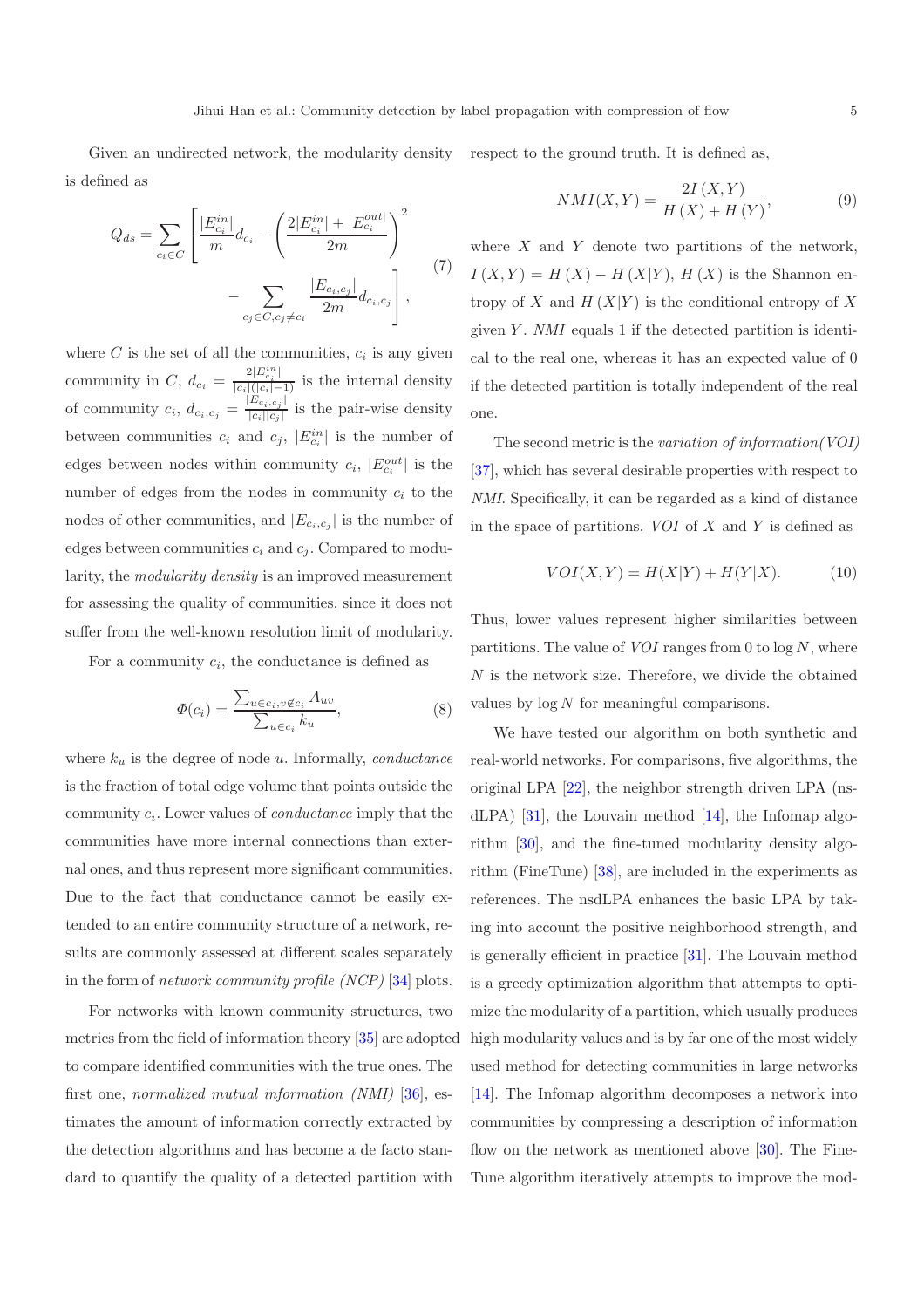Given an undirected network, the modularity density is defined as

$$Q_{ds} = \sum_{c_i \in C} \left[ \frac{|E_{c_i}^{in}|}{m} d_{c_i} - \left( \frac{2|E_{c_i}^{in}| + |E_{c_i}^{out}|}{2m} \right)^2 - \sum_{c_j \in C, c_j \neq c_i} \frac{|E_{c_i,c_j}|}{2m} d_{c_i,c_j} \right], \tag{7}$$

where $C$ is the set of all the communities, $c_i$ is any given community in $C$, $d_{c_i} = \frac{2|E_{c_i}^{in}|}{|c_i|(|c_i|-1)}$ is the internal density of community $c_i$, $d_{c_i,c_j} = \frac{|E_{c_i,c_j}|}{|c_i||c_j|}$ is the pair-wise density between communities $c_i$ and $c_j$, $|E_{c_i}^{in}|$ is the number of edges between nodes within community $c_i$, $|E_{c_i}^{out}|$ is the number of edges from the nodes in community $c_i$ to the nodes of other communities, and $|E_{c_i,c_j}|$ is the number of edges between communities $c_i$ and $c_j$. Compared to modularity, the *modularity density* is an improved measurement for assessing the quality of communities, since it does not suffer from the well-known resolution limit of modularity.

For a community $c_i$, the conductance is defined as

$$\Phi(c_i) = \frac{\sum_{u \in c_i, v \notin c_i} A_{uv}}{\sum_{u \in c_i} k_u}, \tag{8}$$

where $k_u$ is the degree of node $u$. Informally, *conductance* is the fraction of total edge volume that points outside the community $c_i$. Lower values of *conductance* imply that the communities have more internal connections than external ones, and thus represent more significant communities. Due to the fact that conductance cannot be easily extended to an entire community structure of a network, results are commonly assessed at different scales separately in the form of *network community profile (NCP)* [34] plots.

For networks with known community structures, two metrics from the field of information theory [35] are adopted to compare identified communities with the true ones. The first one, *normalized mutual information (NMI)* [36], estimates the amount of information correctly extracted by the detection algorithms and has become a de facto standard to quantify the quality of a detected partition with respect to the ground truth. It is defined as,

$$NMI(X,Y) = \frac{2I(X,Y)}{H(X) + H(Y)}, \tag{9}$$

where $X$ and $Y$ denote two partitions of the network, $I(X,Y) = H(X) - H(X|Y)$, $H(X)$ is the Shannon entropy of $X$ and $H(X|Y)$ is the conditional entropy of $X$ given $Y$. *NMI* equals 1 if the detected partition is identical to the real one, whereas it has an expected value of 0 if the detected partition is totally independent of the real one.

The second metric is the *variation of information(VOI)* [37], which has several desirable properties with respect to *NMI*. Specifically, it can be regarded as a kind of distance in the space of partitions. *VOI* of $X$ and $Y$ is defined as

$$VOI(X,Y) = H(X|Y) + H(Y|X). \tag{10}$$

Thus, lower values represent higher similarities between partitions. The value of *VOI* ranges from 0 to $\log N$, where $N$ is the network size. Therefore, we divide the obtained values by $\log N$ for meaningful comparisons.

We have tested our algorithm on both synthetic and real-world networks. For comparisons, five algorithms, the original LPA [22], the neighbor strength driven LPA (nsdLPA) [31], the Louvain method [14], the Infomap algorithm [30], and the fine-tuned modularity density algorithm (FineTune) [38], are included in the experiments as references. The nsdLPA enhances the basic LPA by taking into account the positive neighborhood strength, and is generally efficient in practice [31]. The Louvain method is a greedy optimization algorithm that attempts to optimize the modularity of a partition, which usually produces high modularity values and is by far one of the most widely used method for detecting communities in large networks [14]. The Infomap algorithm decomposes a network into communities by compressing a description of information flow on the network as mentioned above [30]. The FineTune algorithm iteratively attempts to improve the mod-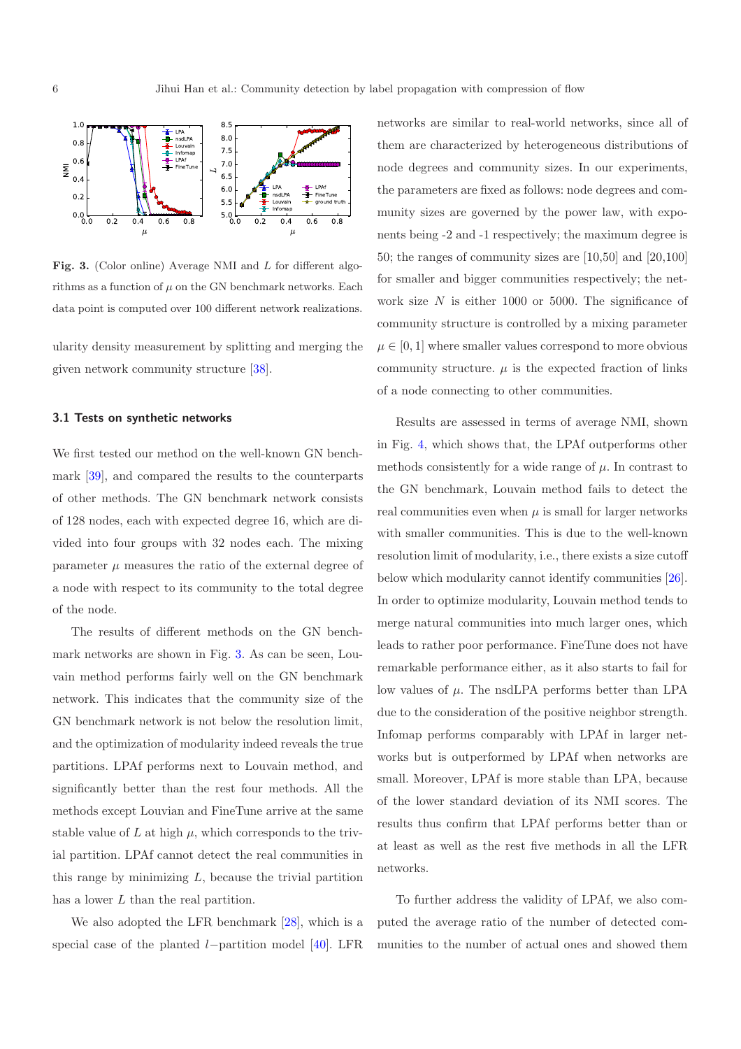**Fig. 3.** (Color online) Average NMI and $L$ for different algorithms as a function of $\mu$ on the GN benchmark networks. Each data point is computed over 100 different network realizations.

ularity density measurement by splitting and merging the given network community structure [38].

### 3.1 Tests on synthetic networks

We first tested our method on the well-known GN benchmark [39], and compared the results to the counterparts of other methods. The GN benchmark network consists of 128 nodes, each with expected degree 16, which are divided into four groups with 32 nodes each. The mixing parameter $\mu$ measures the ratio of the external degree of a node with respect to its community to the total degree of the node.

The results of different methods on the GN benchmark networks are shown in Fig. 3. As can be seen, Louvain method performs fairly well on the GN benchmark network. This indicates that the community size of the GN benchmark network is not below the resolution limit, and the optimization of modularity indeed reveals the true partitions. LPAf performs next to Louvain method, and significantly better than the rest four methods. All the methods except Louvian and FineTune arrive at the same stable value of $L$ at high $\mu$, which corresponds to the trivial partition. LPAf cannot detect the real communities in this range by minimizing $L$, because the trivial partition has a lower $L$ than the real partition.

We also adopted the LFR benchmark [28], which is a special case of the planted $l-$partition model [40]. LFR networks are similar to real-world networks, since all of them are characterized by heterogeneous distributions of node degrees and community sizes. In our experiments, the parameters are fixed as follows: node degrees and community sizes are governed by the power law, with exponents being -2 and -1 respectively; the maximum degree is 50; the ranges of community sizes are [10,50] and [20,100] for smaller and bigger communities respectively; the network size $N$ is either 1000 or 5000. The significance of community structure is controlled by a mixing parameter $\mu \in [0, 1]$ where smaller values correspond to more obvious community structure. $\mu$ is the expected fraction of links of a node connecting to other communities.

Results are assessed in terms of average NMI, shown in Fig. 4, which shows that, the LPAf outperforms other methods consistently for a wide range of $\mu$. In contrast to the GN benchmark, Louvain method fails to detect the real communities even when $\mu$ is small for larger networks with smaller communities. This is due to the well-known resolution limit of modularity, i.e., there exists a size cutoff below which modularity cannot identify communities [26]. In order to optimize modularity, Louvain method tends to merge natural communities into much larger ones, which leads to rather poor performance. FineTune does not have remarkable performance either, as it also starts to fail for low values of $\mu$. The nsdLPA performs better than LPA due to the consideration of the positive neighbor strength. Infomap performs comparably with LPAf in larger networks but is outperformed by LPAf when networks are small. Moreover, LPAf is more stable than LPA, because of the lower standard deviation of its NMI scores. The results thus confirm that LPAf performs better than or at least as well as the rest five methods in all the LFR networks.

To further address the validity of LPAf, we also computed the average ratio of the number of detected communities to the number of actual ones and showed them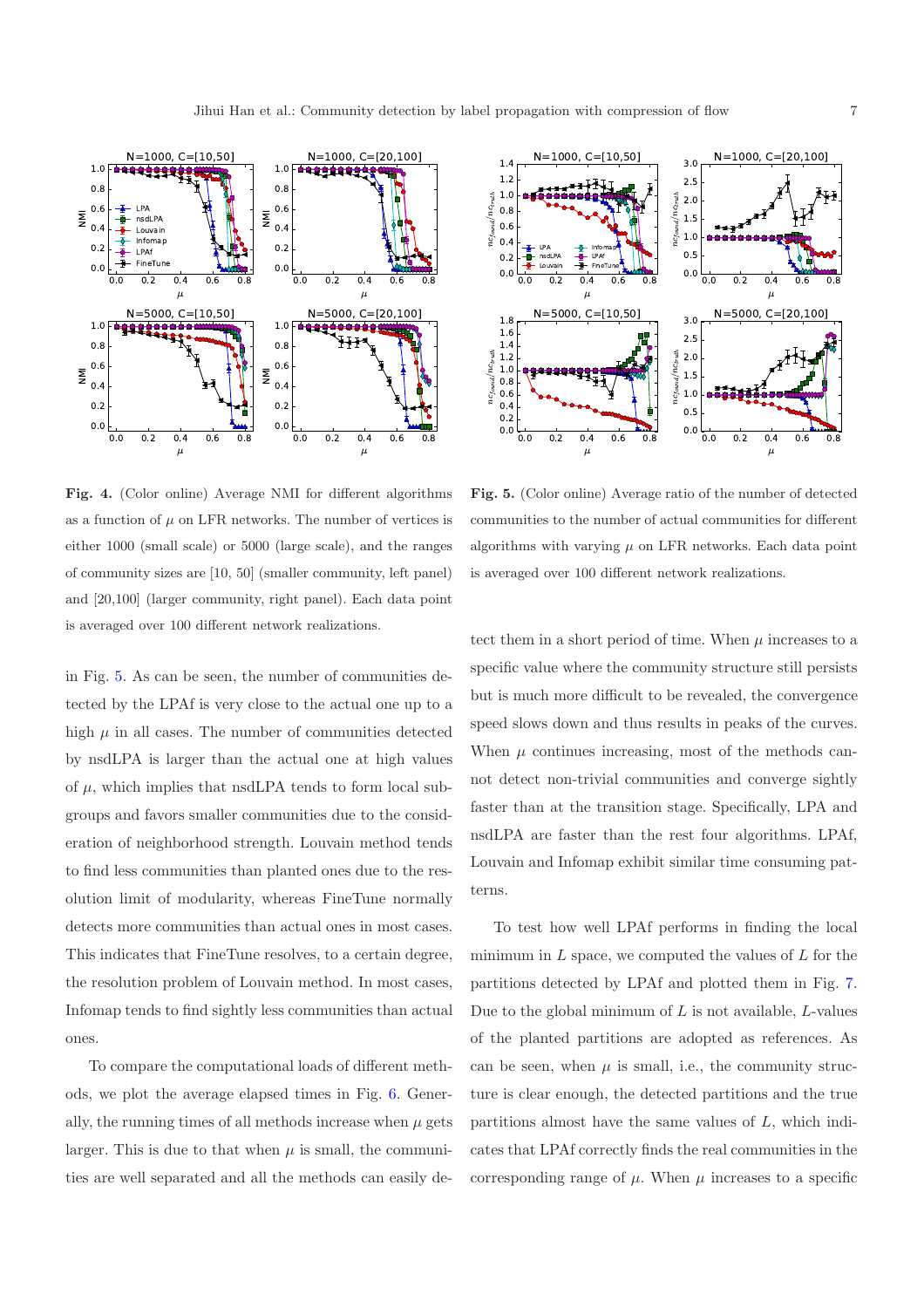**Fig. 4.** (Color online) Average NMI for different algorithms as a function of $\mu$ on LFR networks. The number of vertices is either 1000 (small scale) or 5000 (large scale), and the ranges of community sizes are [10, 50] (smaller community, left panel) and [20,100] (larger community, right panel). Each data point is averaged over 100 different network realizations.

**Fig. 5.** (Color online) Average ratio of the number of detected communities to the number of actual communities for different algorithms with varying $\mu$ on LFR networks. Each data point is averaged over 100 different network realizations.

in Fig. 5. As can be seen, the number of communities detected by the LPAf is very close to the actual one up to a high $\mu$ in all cases. The number of communities detected by nsdLPA is larger than the actual one at high values of $\mu$, which implies that nsdLPA tends to form local subgroups and favors smaller communities due to the consideration of neighborhood strength. Louvain method tends to find less communities than planted ones due to the resolution limit of modularity, whereas FineTune normally detects more communities than actual ones in most cases. This indicates that FineTune resolves, to a certain degree, the resolution problem of Louvain method. In most cases, Infomap tends to find sightly less communities than actual ones.

To compare the computational loads of different methods, we plot the average elapsed times in Fig. 6. Generally, the running times of all methods increase when $\mu$ gets larger. This is due to that when $\mu$ is small, the communities are well separated and all the methods can easily detect them in a short period of time. When $\mu$ increases to a specific value where the community structure still persists but is much more difficult to be revealed, the convergence speed slows down and thus results in peaks of the curves. When $\mu$ continues increasing, most of the methods cannot detect non-trivial communities and converge sightly faster than at the transition stage. Specifically, LPA and nsdLPA are faster than the rest four algorithms. LPAf, Louvain and Infomap exhibit similar time consuming patterns.

To test how well LPAf performs in finding the local minimum in $L$ space, we computed the values of $L$ for the partitions detected by LPAf and plotted them in Fig. 7. Due to the global minimum of $L$ is not available, $L$-values of the planted partitions are adopted as references. As can be seen, when $\mu$ is small, i.e., the community structure is clear enough, the detected partitions and the true partitions almost have the same values of $L$, which indicates that LPAf correctly finds the real communities in the corresponding range of $\mu$. When $\mu$ increases to a specific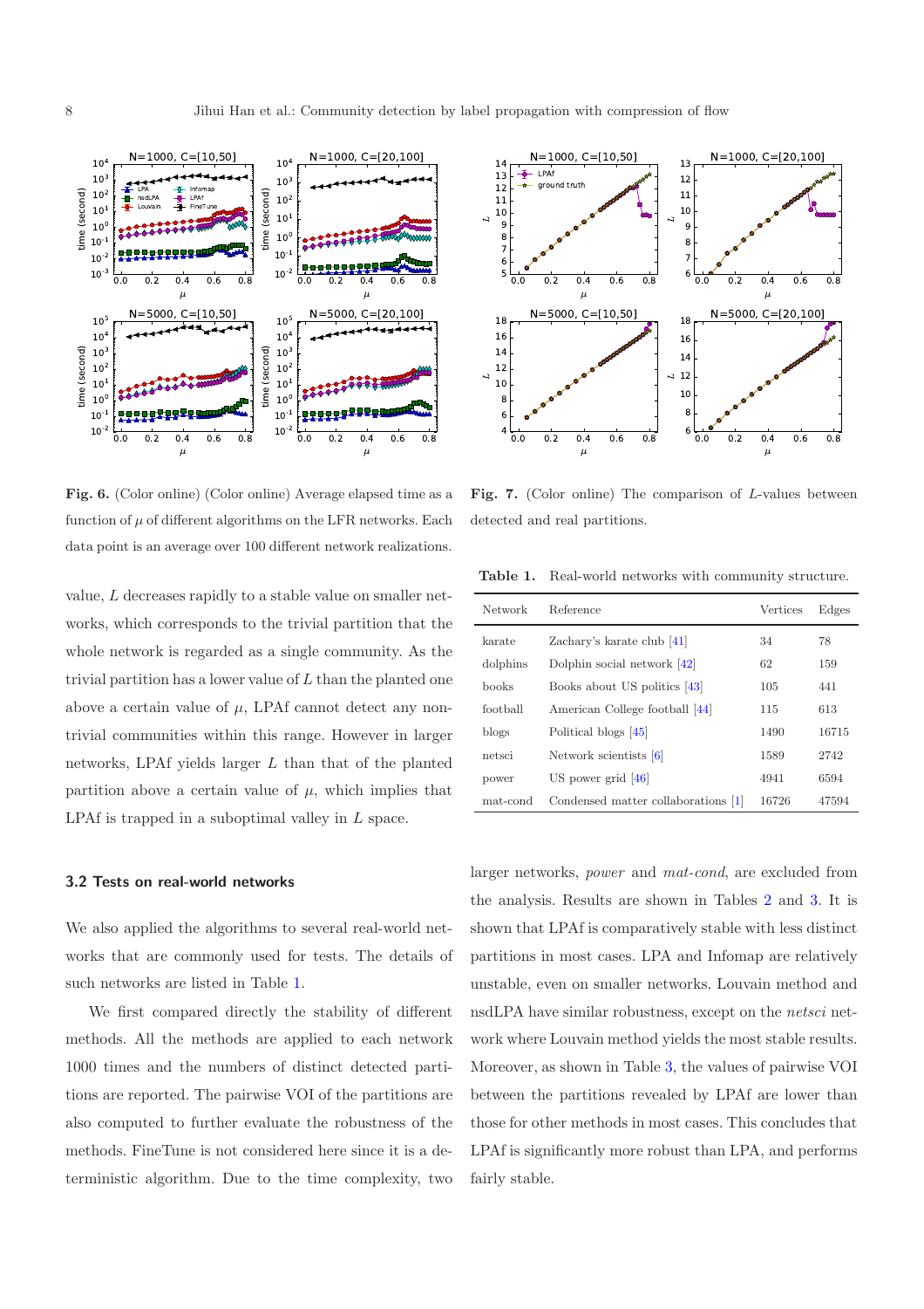**Fig. 6.** (Color online) (Color online) Average elapsed time as a function of $\mu$ of different algorithms on the LFR networks. Each data point is an average over 100 different network realizations.

**Fig. 7.** (Color online) The comparison of $L$-values between detected and real partitions.

value, $L$ decreases rapidly to a stable value on smaller networks, which corresponds to the trivial partition that the whole network is regarded as a single community. As the trivial partition has a lower value of $L$ than the planted one above a certain value of $\mu$, LPAf cannot detect any non-trivial communities within this range. However in larger networks, LPAf yields larger $L$ than that of the planted partition above a certain value of $\mu$, which implies that LPAf is trapped in a suboptimal valley in $L$ space.

### 3.2 Tests on real-world networks

We also applied the algorithms to several real-world networks that are commonly used for tests. The details of such networks are listed in Table 1.

We first compared directly the stability of different methods. All the methods are applied to each network 1000 times and the numbers of distinct detected partitions are reported. The pairwise VOI of the partitions are also computed to further evaluate the robustness of the methods. FineTune is not considered here since it is a deterministic algorithm. Due to the time complexity, two larger networks, *power* and *mat-cond*, are excluded from the analysis. Results are shown in Tables 2 and 3. It is shown that LPAf is comparatively stable with less distinct partitions in most cases. LPA and Infomap are relatively unstable, even on smaller networks. Louvain method and nsdLPA have similar robustness, except on the *netsci* network where Louvain method yields the most stable results. Moreover, as shown in Table 3, the values of pairwise VOI between the partitions revealed by LPAf are lower than those for other methods in most cases. This concludes that LPAf is significantly more robust than LPA, and performs fairly stable.

**Table 1.** Real-world networks with community structure.

| Network | Reference | Vertices | Edges |
|---|---|---|---|
| karate | Zachary's karate club [41] | 34 | 78 |
| dolphins | Dolphin social network [42] | 62 | 159 |
| books | Books about US politics [43] | 105 | 441 |
| football | American College football [44] | 115 | 613 |
| blogs | Political blogs [45] | 1490 | 16715 |
| netsci | Network scientists [6] | 1589 | 2742 |
| power | US power grid [46] | 4941 | 6594 |
| mat-cond | Condensed matter collaborations [1] | 16726 | 47594 |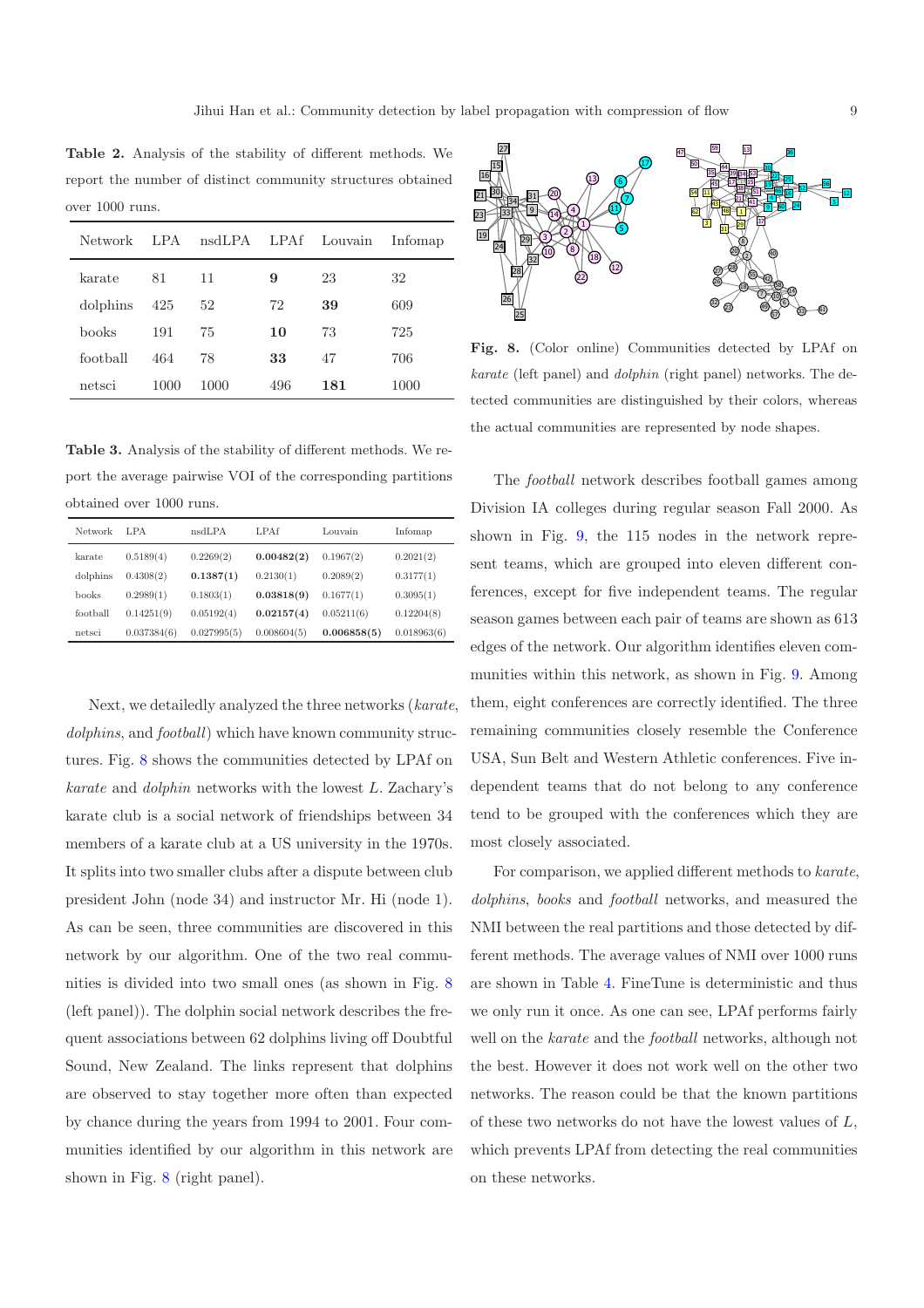**Table 2.** Analysis of the stability of different methods. We report the number of distinct community structures obtained over 1000 runs.

| Network | LPA | nsdLPA | LPAf | Louvain | Infomap |
|---|---|---|---|---|---|
| karate | 81 | 11 | **9** | 23 | 32 |
| dolphins | 425 | 52 | 72 | **39** | 609 |
| books | 191 | 75 | **10** | 73 | 725 |
| football | 464 | 78 | **33** | 47 | 706 |
| netsci | 1000 | 1000 | 496 | **181** | 1000 |

**Table 3.** Analysis of the stability of different methods. We report the average pairwise VOI of the corresponding partitions obtained over 1000 runs.

| Network | LPA | nsdLPA | LPAf | Louvain | Infomap |
|---|---|---|---|---|---|
| karate | 0.5189(4) | 0.2269(2) | **0.00482(2)** | 0.1967(2) | 0.2021(2) |
| dolphins | 0.4308(2) | **0.1387(1)** | 0.2130(1) | 0.2089(2) | 0.3177(1) |
| books | 0.2989(1) | 0.1803(1) | **0.03818(9)** | 0.1677(1) | 0.3095(1) |
| football | 0.14251(9) | 0.05192(4) | **0.02157(4)** | 0.05211(6) | 0.12204(8) |
| netsci | 0.037384(6) | 0.027995(5) | 0.008604(5) | **0.006858(5)** | 0.018963(6) |

Next, we detailedly analyzed the three networks (*karate*, *dolphins*, and *football*) which have known community structures. Fig. 8 shows the communities detected by LPAf on *karate* and *dolphin* networks with the lowest $L$. Zachary's karate club is a social network of friendships between 34 members of a karate club at a US university in the 1970s. It splits into two smaller clubs after a dispute between club president John (node 34) and instructor Mr. Hi (node 1). As can be seen, three communities are discovered in this network by our algorithm. One of the two real communities is divided into two small ones (as shown in Fig. 8 (left panel)). The dolphin social network describes the frequent associations between 62 dolphins living off Doubtful Sound, New Zealand. The links represent that dolphins are observed to stay together more often than expected by chance during the years from 1994 to 2001. Four communities identified by our algorithm in this network are shown in Fig. 8 (right panel).

**Fig. 8.** (Color online) Communities detected by LPAf on *karate* (left panel) and *dolphin* (right panel) networks. The detected communities are distinguished by their colors, whereas the actual communities are represented by node shapes.

The *football* network describes football games among Division IA colleges during regular season Fall 2000. As shown in Fig. 9, the 115 nodes in the network represent teams, which are grouped into eleven different conferences, except for five independent teams. The regular season games between each pair of teams are shown as 613 edges of the network. Our algorithm identifies eleven communities within this network, as shown in Fig. 9. Among them, eight conferences are correctly identified. The three remaining communities closely resemble the Conference USA, Sun Belt and Western Athletic conferences. Five independent teams that do not belong to any conference tend to be grouped with the conferences which they are most closely associated.

For comparison, we applied different methods to *karate*, *dolphins*, *books* and *football* networks, and measured the NMI between the real partitions and those detected by different methods. The average values of NMI over 1000 runs are shown in Table 4. FineTune is deterministic and thus we only run it once. As one can see, LPAf performs fairly well on the *karate* and the *football* networks, although not the best. However it does not work well on the other two networks. The reason could be that the known partitions of these two networks do not have the lowest values of $L$, which prevents LPAf from detecting the real communities on these networks.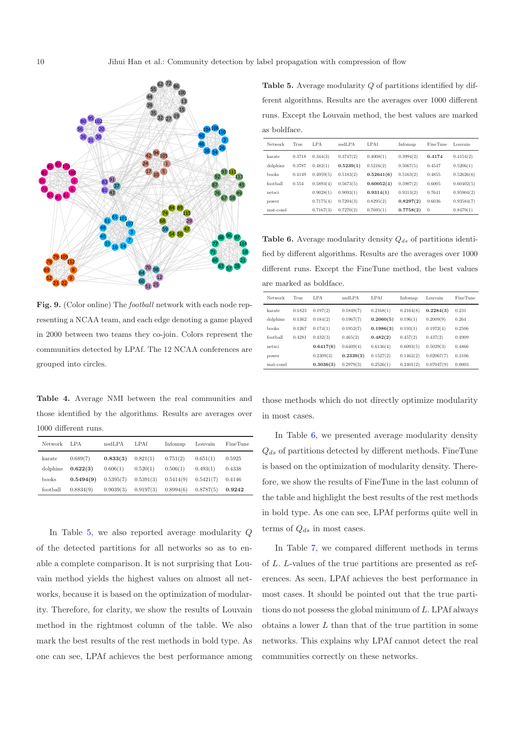**Fig. 9.** (Color online) The *football* network with each node representing a NCAA team, and each edge denoting a game played in 2000 between two teams they co-join. Colors represent the communities detected by LPAf. The 12 NCAA conferences are grouped into circles.

**Table 4.** Average NMI between the real communities and those identified by the algorithms. Results are averages over 1000 different runs.

| Network | LPA | nsdLPA | LPAf | Infomap | Louvain | FineTune |
|---|---|---|---|---|---|---|
| karate | 0.689(7) | **0.833(3)** | 0.821(1) | 0.751(2) | 0.651(1) | 0.5925 |
| dolphins | **0.622(3)** | 0.606(1) | 0.520(1) | 0.506(1) | 0.493(1) | 0.4338 |
| books | **0.5494(9)** | 0.5395(7) | 0.5391(3) | 0.5414(9) | 0.5421(7) | 0.4146 |
| football | 0.8834(9) | 0.9039(3) | 0.9197(3) | 0.8994(6) | 0.8787(5) | **0.9242** |

In Table 5, we also reported average modularity $Q$ of the detected partitions for all networks so as to enable a complete comparison. It is not surprising that Louvain method yields the highest values on almost all networks, because it is based on the optimization of modularity. Therefore, for clarity, we show the results of Louvain method in the rightmost column of the table. We also mark the best results of the rest methods in bold type. As one can see, LPAf achieves the best performance among those methods which do not directly optimize modularity in most cases.

**Table 5.** Average modularity $Q$ of partitions identified by different algorithms. Results are the averages over 1000 different runs. Except the Louvain method, the best values are marked as boldface.

| Network | True | LPA | nsdLPA | LPAf | Infomap | FineTune | Louvain |
|---|---|---|---|---|---|---|---|
| karate | 0.3718 | 0.344(3) | 0.3747(2) | 0.4008(1) | 0.3994(2) | **0.4174** | 0.4154(2) |
| dolphins | 0.3787 | 0.482(1) | **0.5239(1)** | 0.5216(2) | 0.5067(5) | 0.4547 | 0.5206(1) |
| books | 0.4149 | 0.4959(5) | 0.5183(2) | **0.52641(6)** | 0.5163(2) | 0.4855 | 0.52626(6) |
| football | 0.554 | 0.5893(4) | 0.5673(5) | **0.60052(4)** | 0.5907(2) | 0.6005 | 0.60402(5) |
| netsci | | 0.9028(1) | 0.9093(1) | **0.9314(1)** | 0.9313(2) | 0.7641 | 0.95904(2) |
| power | | 0.7175(4) | 0.7204(3) | 0.8295(2) | **0.8297(2)** | 0.6036 | 0.93584(7) |
| mat-cond | | 0.7167(3) | 0.7270(2) | 0.7695(1) | **0.7758(2)** | 0 | 0.8479(1) |

**Table 6.** Average modularity density $Q_{ds}$ of partitions identified by different algorithms. Results are the averages over 1000 different runs. Except the FineTune method, the best values are marked as boldface.

| Network | True | LPA | nsdLPA | LPAf | Infomap | Louvain | FineTune |
|---|---|---|---|---|---|---|---|
| karate | 0.1823 | 0.197(2) | 0.1849(7) | 0.2168(1) | 0.2164(8) | **0.2284(3)** | 0.231 |
| dolphins | 0.1362 | 0.184(2) | 0.1967(7) | **0.2060(5)** | 0.196(1) | 0.2009(9) | 0.264 |
| books | 0.1267 | 0.174(1) | 0.1952(7) | **0.1986(3)** | 0.193(1) | 0.1972(4) | 0.2506 |
| football | 0.4281 | 0.432(3) | 0.465(2) | **0.482(2)** | 0.457(2) | 0.437(2) | 0.4909 |
| netsci | | **0.6417(6)** | 0.6409(4) | 0.6136(4) | 0.6093(5) | 0.5029(3) | 0.4866 |
| power | | 0.2309(3) | **0.2339(3)** | 0.1527(2) | 0.1462(2) | 0.02067(7) | 0.3106 |
| mat-cond | | **0.3036(3)** | 0.2979(3) | 0.2526(1) | 0.2401(2) | 0.07047(9) | 0.0003 |

In Table 6, we presented average modularity density $Q_{ds}$ of partitions detected by different methods. FineTune is based on the optimization of modularity density. Therefore, we show the results of FineTune in the last column of the table and highlight the best results of the rest methods in bold type. As one can see, LPAf performs quite well in terms of $Q_{ds}$ in most cases.

In Table 7, we compared different methods in terms of $L$. $L$-values of the true partitions are presented as references. As seen, LPAf achieves the best performance in most cases. It should be pointed out that the true partitions do not possess the global minimum of $L$. LPAf always obtains a lower $L$ than that of the true partition in some networks. This explains why LPAf cannot detect the real communities correctly on these networks.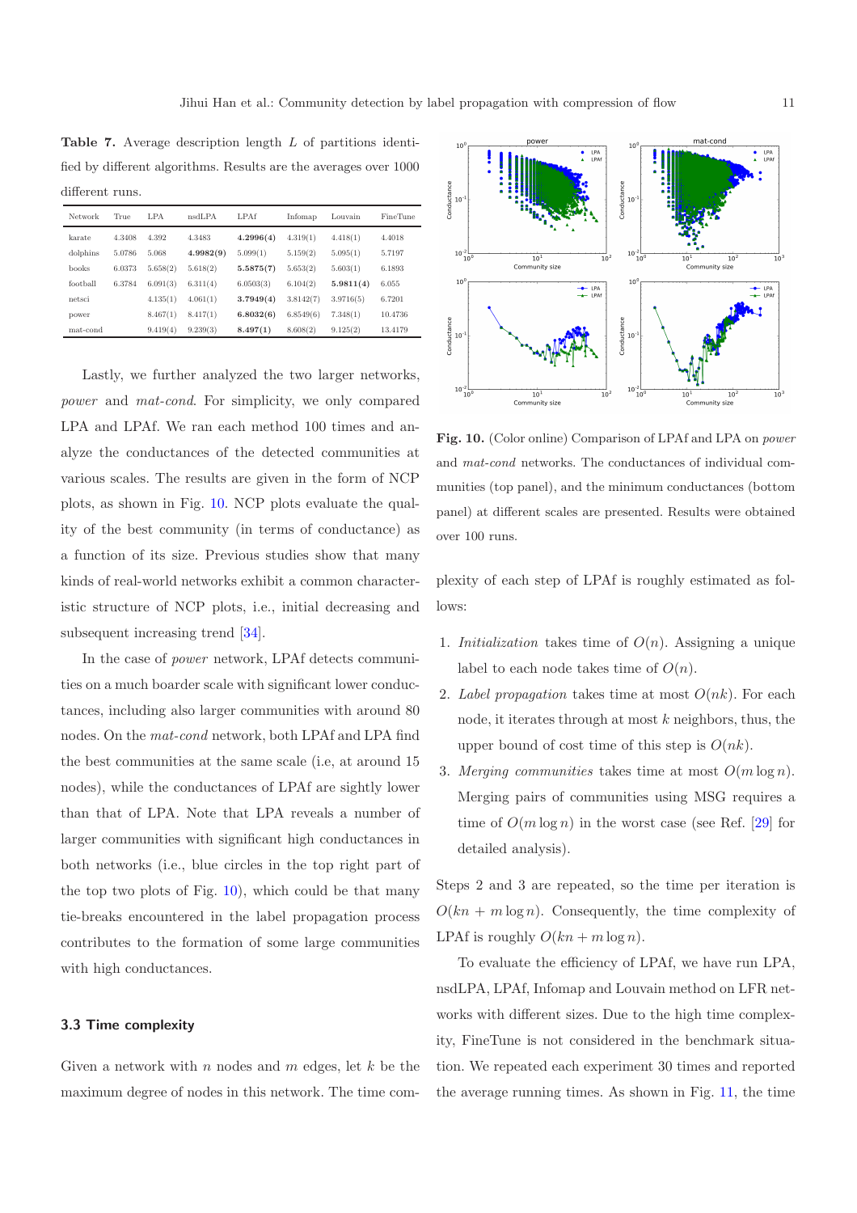**Table 7.** Average description length $L$ of partitions identified by different algorithms. Results are the averages over 1000 different runs.

| Network | True | LPA | nsdLPA | LPAf | Infomap | Louvain | FineTune |
|---|---|---|---|---|---|---|---|
| karate | 4.3408 | 4.392 | 4.3483 | **4.2996(4)** | 4.319(1) | 4.418(1) | 4.4018 |
| dolphins | 5.0786 | 5.068 | **4.9982(9)** | 5.099(1) | 5.159(2) | 5.095(1) | 5.7197 |
| books | 6.0373 | 5.658(2) | 5.618(2) | **5.5875(7)** | 5.653(2) | 5.603(1) | 6.1893 |
| football | 6.3784 | 6.091(3) | 6.311(4) | 6.0503(3) | 6.104(2) | **5.9811(4)** | 6.055 |
| netsci | | 4.135(1) | 4.061(1) | **3.7949(4)** | 3.8142(7) | 3.9716(5) | 6.7201 |
| power | | 8.467(1) | 8.417(1) | **6.8032(6)** | 6.8549(6) | 7.348(1) | 10.4736 |
| mat-cond | | 9.419(4) | 9.239(3) | **8.497(1)** | 8.608(2) | 9.125(2) | 13.4179 |

Lastly, we further analyzed the two larger networks, *power* and *mat-cond*. For simplicity, we only compared LPA and LPAf. We ran each method 100 times and analyze the conductances of the detected communities at various scales. The results are given in the form of NCP plots, as shown in Fig. 10. NCP plots evaluate the quality of the best community (in terms of conductance) as a function of its size. Previous studies show that many kinds of real-world networks exhibit a common characteristic structure of NCP plots, i.e., initial decreasing and subsequent increasing trend [34].

In the case of *power* network, LPAf detects communities on a much boarder scale with significant lower conductances, including also larger communities with around 80 nodes. On the *mat-cond* network, both LPAf and LPA find the best communities at the same scale (i.e, at around 15 nodes), while the conductances of LPAf are sightly lower than that of LPA. Note that LPA reveals a number of larger communities with significant high conductances in both networks (i.e., blue circles in the top right part of the top two plots of Fig. 10), which could be that many tie-breaks encountered in the label propagation process contributes to the formation of some large communities with high conductances.

**Fig. 10.** (Color online) Comparison of LPAf and LPA on *power* and *mat-cond* networks. The conductances of individual communities (top panel), and the minimum conductances (bottom panel) at different scales are presented. Results were obtained over 100 runs.

### 3.3 Time complexity

Given a network with $n$ nodes and $m$ edges, let $k$ be the maximum degree of nodes in this network. The time complexity of each step of LPAf is roughly estimated as follows:

1. *Initialization* takes time of $O(n)$. Assigning a unique label to each node takes time of $O(n)$.
2. *Label propagation* takes time at most $O(nk)$. For each node, it iterates through at most $k$ neighbors, thus, the upper bound of cost time of this step is $O(nk)$.
3. *Merging communities* takes time at most $O(m \log n)$. Merging pairs of communities using MSG requires a time of $O(m \log n)$ in the worst case (see Ref. [29] for detailed analysis).

Steps 2 and 3 are repeated, so the time per iteration is $O(kn + m \log n)$. Consequently, the time complexity of LPAf is roughly $O(kn + m \log n)$.

To evaluate the efficiency of LPAf, we have run LPA, nsdLPA, LPAf, Infomap and Louvain method on LFR networks with different sizes. Due to the high time complexity, FineTune is not considered in the benchmark situation. We repeated each experiment 30 times and reported the average running times. As shown in Fig. 11, the time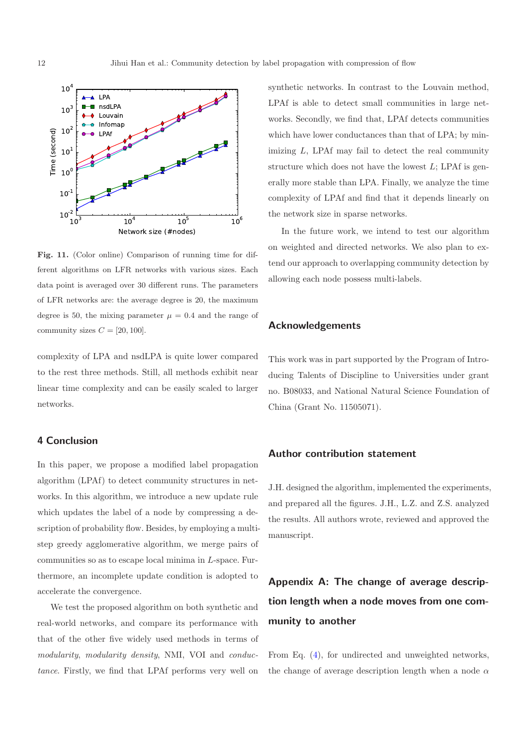**Fig. 11.** (Color online) Comparison of running time for different algorithms on LFR networks with various sizes. Each data point is averaged over 30 different runs. The parameters of LFR networks are: the average degree is 20, the maximum degree is 50, the mixing parameter $\mu = 0.4$ and the range of community sizes $C = [20, 100]$.

complexity of LPA and nsdLPA is quite lower compared to the rest three methods. Still, all methods exhibit near linear time complexity and can be easily scaled to larger networks.

## 4 Conclusion

In this paper, we propose a modified label propagation algorithm (LPAf) to detect community structures in networks. In this algorithm, we introduce a new update rule which updates the label of a node by compressing a description of probability flow. Besides, by employing a multi-step greedy agglomerative algorithm, we merge pairs of communities so as to escape local minima in $L$-space. Furthermore, an incomplete update condition is adopted to accelerate the convergence.

We test the proposed algorithm on both synthetic and real-world networks, and compare its performance with that of the other five widely used methods in terms of *modularity*, *modularity density*, NMI, VOI and *conductance*. Firstly, we find that LPAf performs very well on synthetic networks. In contrast to the Louvain method, LPAf is able to detect small communities in large networks. Secondly, we find that, LPAf detects communities which have lower conductances than that of LPA; by minimizing $L$, LPAf may fail to detect the real community structure which does not have the lowest $L$; LPAf is generally more stable than LPA. Finally, we analyze the time complexity of LPAf and find that it depends linearly on the network size in sparse networks.

In the future work, we intend to test our algorithm on weighted and directed networks. We also plan to extend our approach to overlapping community detection by allowing each node possess multi-labels.

## Acknowledgements

This work was in part supported by the Program of Introducing Talents of Discipline to Universities under grant no. B08033, and National Natural Science Foundation of China (Grant No. 11505071).

## Author contribution statement

J.H. designed the algorithm, implemented the experiments, and prepared all the figures. J.H., L.Z. and Z.S. analyzed the results. All authors wrote, reviewed and approved the manuscript.

## Appendix A: The change of average description length when a node moves from one community to another

From Eq. (4), for undirected and unweighted networks, the change of average description length when a node $\alpha$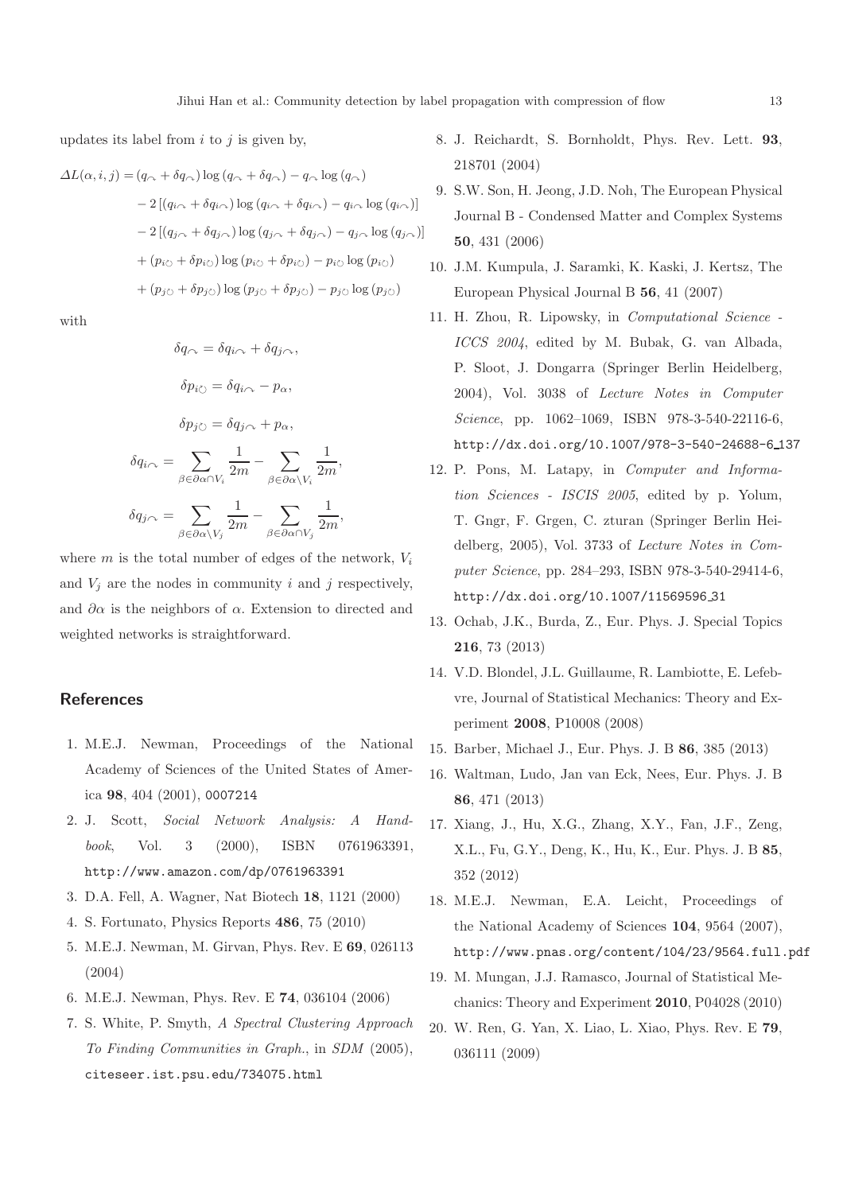updates its label from $i$ to $j$ is given by,

$$
\begin{aligned}
\Delta L(\alpha, i, j) = & (q_{\curvearrowright} + \delta q_{\curvearrowright}) \log (q_{\curvearrowright} + \delta q_{\curvearrowright}) - q_{\curvearrowright} \log (q_{\curvearrowright}) \\
& - 2 \left[ (q_{i\curvearrowright} + \delta q_{i\curvearrowright}) \log (q_{i\curvearrowright} + \delta q_{i\curvearrowright}) - q_{i\curvearrowright} \log (q_{i\curvearrowright}) \right] \\
& - 2 \left[ (q_{j\curvearrowright} + \delta q_{j\curvearrowright}) \log (q_{j\curvearrowright} + \delta q_{j\curvearrowright}) - q_{j\curvearrowright} \log (q_{j\curvearrowright}) \right] \\
& + (p_{i\circlearrowright} + \delta p_{i\circlearrowright}) \log (p_{i\circlearrowright} + \delta p_{i\circlearrowright}) - p_{i\circlearrowright} \log (p_{i\circlearrowright}) \\
& + (p_{j\circlearrowright} + \delta p_{j\circlearrowright}) \log (p_{j\circlearrowright} + \delta p_{j\circlearrowright}) - p_{j\circlearrowright} \log (p_{j\circlearrowright})
\end{aligned}
$$

with

$$
\delta q_{\curvearrowright} = \delta q_{i\curvearrowright} + \delta q_{j\curvearrowright},
$$

$$
\delta p_{i\circlearrowright} = \delta q_{i\curvearrowright} - p_{\alpha},
$$

$$
\delta p_{j\circlearrowright} = \delta q_{j\curvearrowright} + p_{\alpha},
$$

$$
\delta q_{i\curvearrowright} = \sum_{\beta \in \partial\alpha \cap V_i} \frac{1}{2m} - \sum_{\beta \in \partial\alpha \setminus V_i} \frac{1}{2m},
$$

$$
\delta q_{j\curvearrowright} = \sum_{\beta \in \partial\alpha \setminus V_j} \frac{1}{2m} - \sum_{\beta \in \partial\alpha \cap V_j} \frac{1}{2m},
$$

where $m$ is the total number of edges of the network, $V_i$ and $V_j$ are the nodes in community $i$ and $j$ respectively, and $\partial\alpha$ is the neighbors of $\alpha$. Extension to directed and weighted networks is straightforward.

## References

1. M.E.J. Newman, Proceedings of the National Academy of Sciences of the United States of America **98**, 404 (2001), 0007214
2. J. Scott, *Social Network Analysis: A Handbook*, Vol. 3 (2000), ISBN 0761963391, http://www.amazon.com/dp/0761963391
3. D.A. Fell, A. Wagner, Nat Biotech **18**, 1121 (2000)
4. S. Fortunato, Physics Reports **486**, 75 (2010)
5. M.E.J. Newman, M. Girvan, Phys. Rev. E **69**, 026113 (2004)
6. M.E.J. Newman, Phys. Rev. E **74**, 036104 (2006)
7. S. White, P. Smyth, *A Spectral Clustering Approach To Finding Communities in Graph.*, in *SDM* (2005), citeseer.ist.psu.edu/734075.html
8. J. Reichardt, S. Bornholdt, Phys. Rev. Lett. **93**, 218701 (2004)
9. S.W. Son, H. Jeong, J.D. Noh, The European Physical Journal B - Condensed Matter and Complex Systems **50**, 431 (2006)
10. J.M. Kumpula, J. Saramki, K. Kaski, J. Kertsz, The European Physical Journal B **56**, 41 (2007)
11. H. Zhou, R. Lipowsky, in *Computational Science - ICCS 2004*, edited by M. Bubak, G. van Albada, P. Sloot, J. Dongarra (Springer Berlin Heidelberg, 2004), Vol. 3038 of *Lecture Notes in Computer Science*, pp. 1062–1069, ISBN 978-3-540-22116-6, http://dx.doi.org/10.1007/978-3-540-24688-6_137
12. P. Pons, M. Latapy, in *Computer and Information Sciences - ISCIS 2005*, edited by p. Yolum, T. Gngr, F. Grgen, C. zturan (Springer Berlin Heidelberg, 2005), Vol. 3733 of *Lecture Notes in Computer Science*, pp. 284–293, ISBN 978-3-540-29414-6, http://dx.doi.org/10.1007/11569596_31
13. Ochab, J.K., Burda, Z., Eur. Phys. J. Special Topics **216**, 73 (2013)
14. V.D. Blondel, J.L. Guillaume, R. Lambiotte, E. Lefebvre, Journal of Statistical Mechanics: Theory and Experiment **2008**, P10008 (2008)
15. Barber, Michael J., Eur. Phys. J. B **86**, 385 (2013)
16. Waltman, Ludo, Jan van Eck, Nees, Eur. Phys. J. B **86**, 471 (2013)
17. Xiang, J., Hu, X.G., Zhang, X.Y., Fan, J.F., Zeng, X.L., Fu, G.Y., Deng, K., Hu, K., Eur. Phys. J. B **85**, 352 (2012)
18. M.E.J. Newman, E.A. Leicht, Proceedings of the National Academy of Sciences **104**, 9564 (2007), http://www.pnas.org/content/104/23/9564.full.pdf
19. M. Mungan, J.J. Ramasco, Journal of Statistical Mechanics: Theory and Experiment **2010**, P04028 (2010)
20. W. Ren, G. Yan, X. Liao, L. Xiao, Phys. Rev. E **79**, 036111 (2009)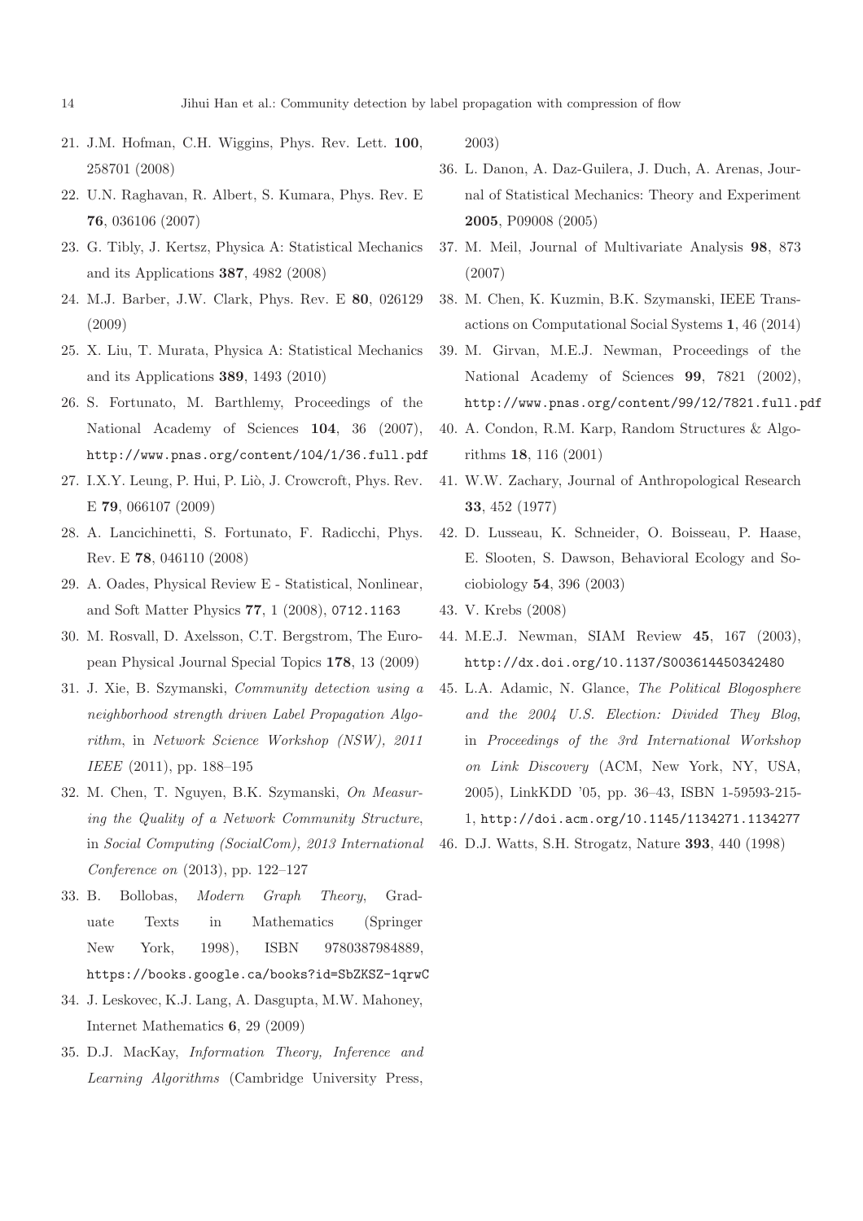21. J.M. Hofman, C.H. Wiggins, Phys. Rev. Lett. **100**, 258701 (2008)
22. U.N. Raghavan, R. Albert, S. Kumara, Phys. Rev. E **76**, 036106 (2007)
23. G. Tibly, J. Kertsz, Physica A: Statistical Mechanics and its Applications **387**, 4982 (2008)
24. M.J. Barber, J.W. Clark, Phys. Rev. E **80**, 026129 (2009)
25. X. Liu, T. Murata, Physica A: Statistical Mechanics and its Applications **389**, 1493 (2010)
26. S. Fortunato, M. Barthlemy, Proceedings of the National Academy of Sciences **104**, 36 (2007), http://www.pnas.org/content/104/1/36.full.pdf
27. I.X.Y. Leung, P. Hui, P. Liò, J. Crowcroft, Phys. Rev. E **79**, 066107 (2009)
28. A. Lancichinetti, S. Fortunato, F. Radicchi, Phys. Rev. E **78**, 046110 (2008)
29. A. Oades, Physical Review E - Statistical, Nonlinear, and Soft Matter Physics **77**, 1 (2008), 0712.1163
30. M. Rosvall, D. Axelsson, C.T. Bergstrom, The European Physical Journal Special Topics **178**, 13 (2009)
31. J. Xie, B. Szymanski, *Community detection using a neighborhood strength driven Label Propagation Algorithm*, in *Network Science Workshop (NSW), 2011 IEEE* (2011), pp. 188–195
32. M. Chen, T. Nguyen, B.K. Szymanski, *On Measuring the Quality of a Network Community Structure*, in *Social Computing (SocialCom), 2013 International Conference on* (2013), pp. 122–127
33. B. Bollobas, *Modern Graph Theory*, Graduate Texts in Mathematics (Springer New York, 1998), ISBN 9780387984889, https://books.google.ca/books?id=SbZKSZ-1qrwC
34. J. Leskovec, K.J. Lang, A. Dasgupta, M.W. Mahoney, Internet Mathematics **6**, 29 (2009)
35. D.J. MacKay, *Information Theory, Inference and Learning Algorithms* (Cambridge University Press, 2003)
36. L. Danon, A. Daz-Guilera, J. Duch, A. Arenas, Journal of Statistical Mechanics: Theory and Experiment **2005**, P09008 (2005)
37. M. Meil, Journal of Multivariate Analysis **98**, 873 (2007)
38. M. Chen, K. Kuzmin, B.K. Szymanski, IEEE Transactions on Computational Social Systems **1**, 46 (2014)
39. M. Girvan, M.E.J. Newman, Proceedings of the National Academy of Sciences **99**, 7821 (2002), http://www.pnas.org/content/99/12/7821.full.pdf
40. A. Condon, R.M. Karp, Random Structures & Algorithms **18**, 116 (2001)
41. W.W. Zachary, Journal of Anthropological Research **33**, 452 (1977)
42. D. Lusseau, K. Schneider, O. Boisseau, P. Haase, E. Slooten, S. Dawson, Behavioral Ecology and Sociobiology **54**, 396 (2003)
43. V. Krebs (2008)
44. M.E.J. Newman, SIAM Review **45**, 167 (2003), http://dx.doi.org/10.1137/S003614450342480
45. L.A. Adamic, N. Glance, *The Political Blogosphere and the 2004 U.S. Election: Divided They Blog*, in *Proceedings of the 3rd International Workshop on Link Discovery* (ACM, New York, NY, USA, 2005), LinkKDD '05, pp. 36–43, ISBN 1-59593-215-1, http://doi.acm.org/10.1145/1134271.1134277
46. D.J. Watts, S.H. Strogatz, Nature **393**, 440 (1998)